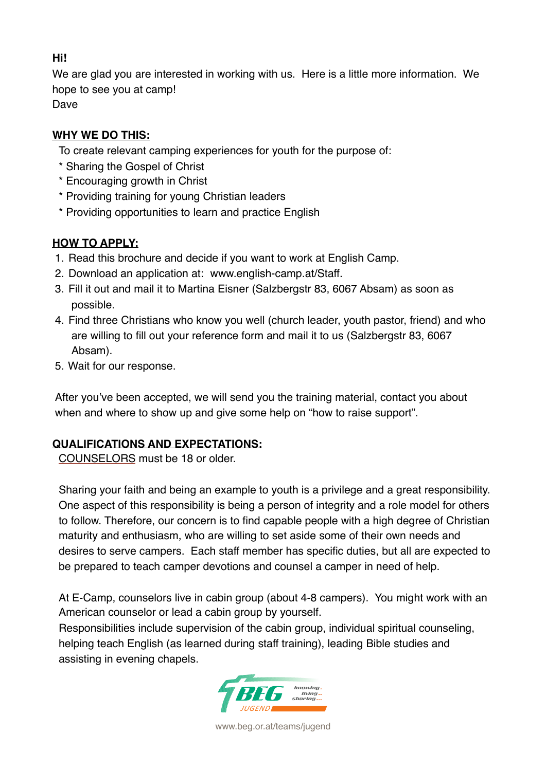**Hi!**

We are glad you are interested in working with us. Here is a little more information. We hope to see you at camp!

Dave

## WHY WE DO THIS:

To create relevant camping experiences for youth for the purpose of:

* Sharing the Gospel of Christ
* Encouraging growth in Christ
* Providing training for young Christian leaders
* Providing opportunities to learn and practice English

## HOW TO APPLY:

1. Read this brochure and decide if you want to work at English Camp.
2. Download an application at: www.english-camp.at/Staff.
3. Fill it out and mail it to Martina Eisner (Salzbergstr 83, 6067 Absam) as soon as possible.
4. Find three Christians who know you well (church leader, youth pastor, friend) and who are willing to fill out your reference form and mail it to us (Salzbergstr 83, 6067 Absam).
5. Wait for our response.

After you've been accepted, we will send you the training material, contact you about when and where to show up and give some help on "how to raise support".

## QUALIFICATIONS AND EXPECTATIONS:

COUNSELORS must be 18 or older.

Sharing your faith and being an example to youth is a privilege and a great responsibility. One aspect of this responsibility is being a person of integrity and a role model for others to follow. Therefore, our concern is to find capable people with a high degree of Christian maturity and enthusiasm, who are willing to set aside some of their own needs and desires to serve campers. Each staff member has specific duties, but all are expected to be prepared to teach camper devotions and counsel a camper in need of help.

At E-Camp, counselors live in cabin group (about 4-8 campers). You might work with an American counselor or lead a cabin group by yourself.

Responsibilities include supervision of the cabin group, individual spiritual counseling, helping teach English (as learned during staff training), leading Bible studies and assisting in evening chapels.

BEG JUGEND knowing... living... sharing...

www.beg.or.at/teams/jugend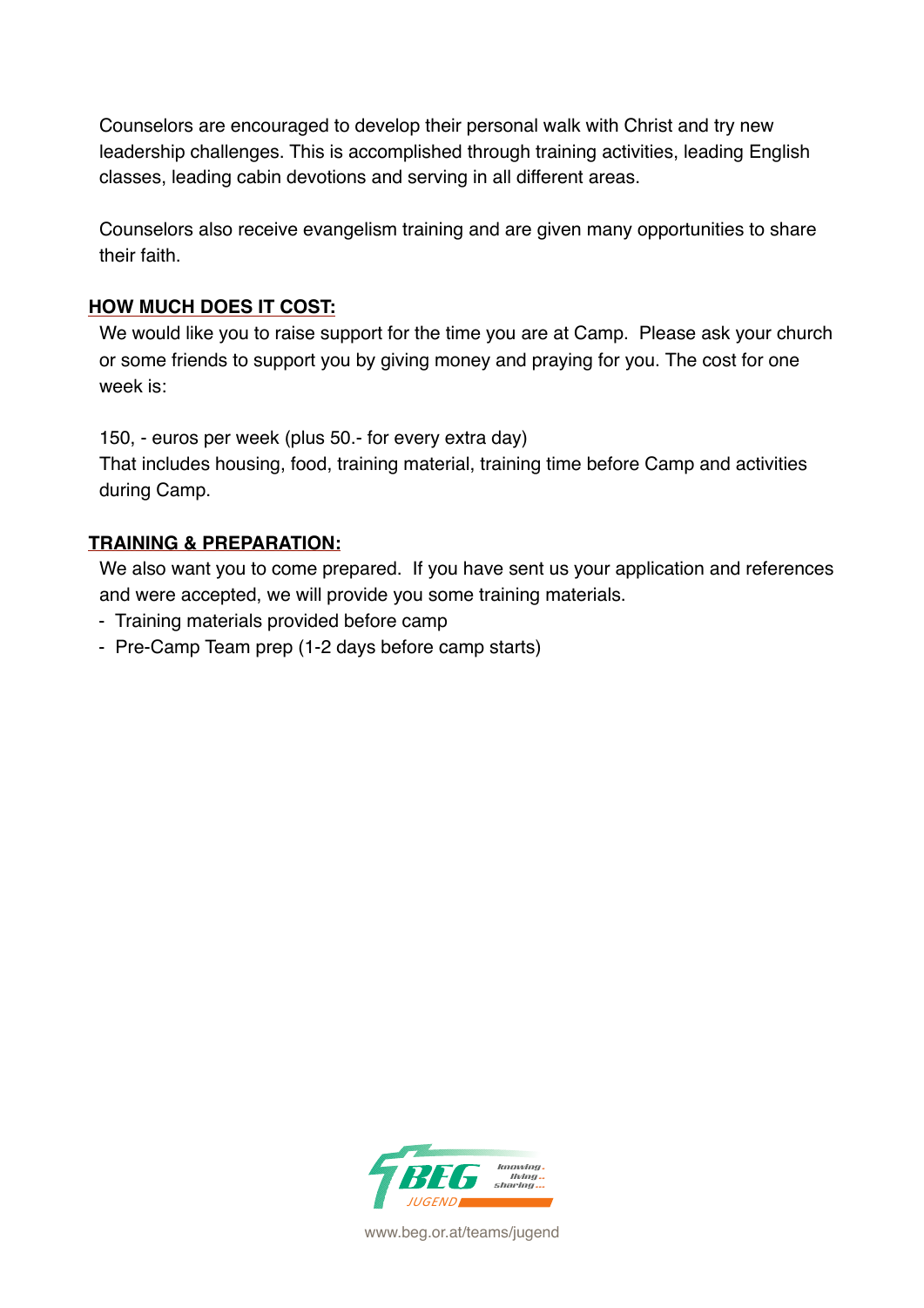Counselors are encouraged to develop their personal walk with Christ and try new leadership challenges. This is accomplished through training activities, leading English classes, leading cabin devotions and serving in all different areas.

Counselors also receive evangelism training and are given many opportunities to share their faith.

## HOW MUCH DOES IT COST:

We would like you to raise support for the time you are at Camp. Please ask your church or some friends to support you by giving money and praying for you. The cost for one week is:

150, - euros per week (plus 50.- for every extra day)
That includes housing, food, training material, training time before Camp and activities during Camp.

## TRAINING & PREPARATION:

We also want you to come prepared. If you have sent us your application and references and were accepted, we will provide you some training materials.

- Training materials provided before camp
- Pre-Camp Team prep (1-2 days before camp starts)

BEG JUGEND knowing.. living.. sharing...

www.beg.or.at/teams/jugend